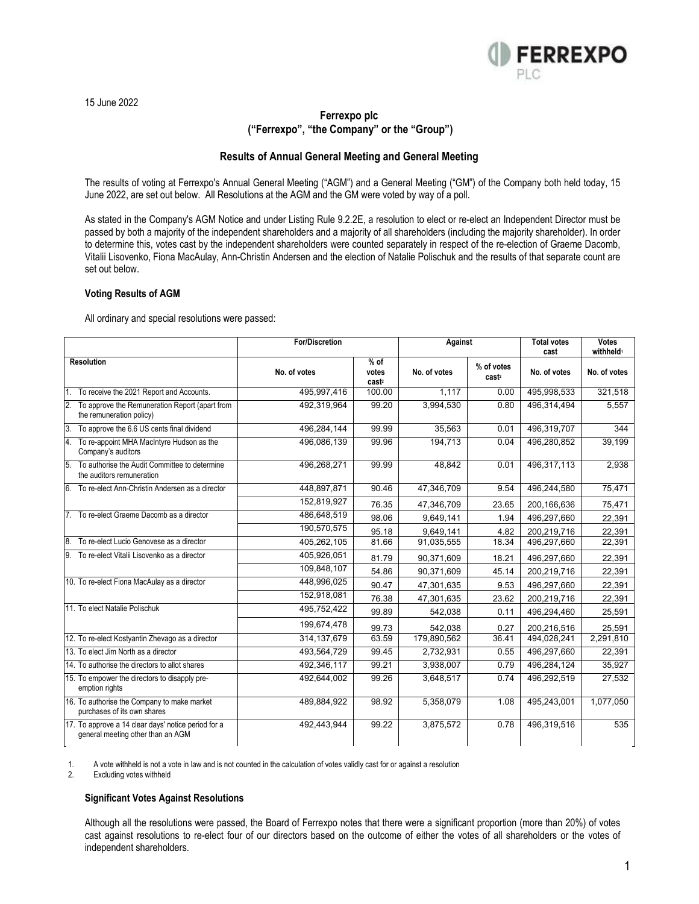15 June 2022

## Ferrexpo plc
## ("Ferrexpo", "the Company" or the "Group")

### Results of Annual General Meeting and General Meeting

The results of voting at Ferrexpo's Annual General Meeting ("AGM") and a General Meeting ("GM") of the Company both held today, 15 June 2022, are set out below. All Resolutions at the AGM and the GM were voted by way of a poll.

As stated in the Company's AGM Notice and under Listing Rule 9.2.2E, a resolution to elect or re-elect an Independent Director must be passed by both a majority of the independent shareholders and a majority of all shareholders (including the majority shareholder). In order to determine this, votes cast by the independent shareholders were counted separately in respect of the re-election of Graeme Dacomb, Vitalii Lisovenko, Fiona MacAulay, Ann-Christin Andersen and the election of Natalie Polischuk and the results of that separate count are set out below.

#### Voting Results of AGM

All ordinary and special resolutions were passed:

| | For/Discretion | | Against | | Total votes cast | Votes withheld[1] |
|---|---|---|---|---|---|---|
| Resolution | No. of votes | % of votes cast[2] | No. of votes | % of votes cast[2] | No. of votes | No. of votes |
| 1. To receive the 2021 Report and Accounts. | 495,997,416 | 100.00 | 1,117 | 0.00 | 495,998,533 | 321,518 |
| 2. To approve the Remuneration Report (apart from the remuneration policy) | 492,319,964 | 99.20 | 3,994,530 | 0.80 | 496,314,494 | 5,557 |
| 3. To approve the 6.6 US cents final dividend | 496,284,144 | 99.99 | 35,563 | 0.01 | 496,319,707 | 344 |
| 4. To re-appoint MHA MacIntyre Hudson as the Company's auditors | 496,086,139 | 99.96 | 194,713 | 0.04 | 496,280,852 | 39,199 |
| 5. To authorise the Audit Committee to determine the auditors remuneration | 496,268,271 | 99.99 | 48,842 | 0.01 | 496,317,113 | 2,938 |
| 6. To re-elect Ann-Christin Andersen as a director | 448,897,871 | 90.46 | 47,346,709 | 9.54 | 496,244,580 | 75,471 |
| | 152,819,927 | 76.35 | 47,346,709 | 23.65 | 200,166,636 | 75,471 |
| 7. To re-elect Graeme Dacomb as a director | 486,648,519 | 98.06 | 9,649,141 | 1.94 | 496,297,660 | 22,391 |
| | 190,570,575 | 95.18 | 9,649,141 | 4.82 | 200,219,716 | 22,391 |
| 8. To re-elect Lucio Genovese as a director | 405,262,105 | 81.66 | 91,035,555 | 18.34 | 496,297,660 | 22,391 |
| 9. To re-elect Vitalii Lisovenko as a director | 405,926,051 | 81.79 | 90,371,609 | 18.21 | 496,297,660 | 22,391 |
| | 109,848,107 | 54.86 | 90,371,609 | 45.14 | 200,219,716 | 22,391 |
| 10. To re-elect Fiona MacAulay as a director | 448,996,025 | 90.47 | 47,301,635 | 9.53 | 496,297,660 | 22,391 |
| | 152,918,081 | 76.38 | 47,301,635 | 23.62 | 200,219,716 | 22,391 |
| 11. To elect Natalie Polischuk | 495,752,422 | 99.89 | 542,038 | 0.11 | 496,294,460 | 25,591 |
| | 199,674,478 | 99.73 | 542,038 | 0.27 | 200,216,516 | 25,591 |
| 12. To re-elect Kostyantin Zhevago as a director | 314,137,679 | 63.59 | 179,890,562 | 36.41 | 494,028,241 | 2,291,810 |
| 13. To elect Jim North as a director | 493,564,729 | 99.45 | 2,732,931 | 0.55 | 496,297,660 | 22,391 |
| 14. To authorise the directors to allot shares | 492,346,117 | 99.21 | 3,938,007 | 0.79 | 496,284,124 | 35,927 |
| 15. To empower the directors to disapply pre-emption rights | 492,644,002 | 99.26 | 3,648,517 | 0.74 | 496,292,519 | 27,532 |
| 16. To authorise the Company to make market purchases of its own shares | 489,884,922 | 98.92 | 5,358,079 | 1.08 | 495,243,001 | 1,077,050 |
| 17. To approve a 14 clear days' notice period for a general meeting other than an AGM | 492,443,944 | 99.22 | 3,875,572 | 0.78 | 496,319,516 | 535 |

1. A vote withheld is not a vote in law and is not counted in the calculation of votes validly cast for or against a resolution
2. Excluding votes withheld

#### Significant Votes Against Resolutions

Although all the resolutions were passed, the Board of Ferrexpo notes that there were a significant proportion (more than 20%) of votes cast against resolutions to re-elect four of our directors based on the outcome of either the votes of all shareholders or the votes of independent shareholders.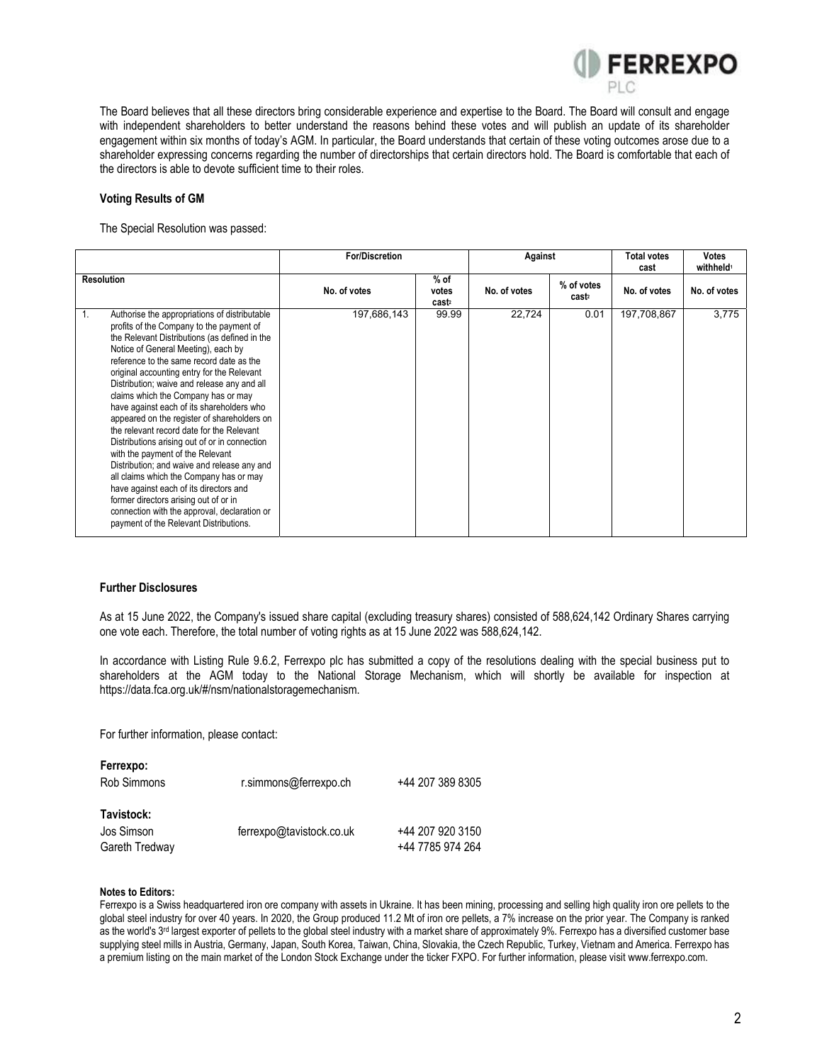The Board believes that all these directors bring considerable experience and expertise to the Board. The Board will consult and engage with independent shareholders to better understand the reasons behind these votes and will publish an update of its shareholder engagement within six months of today's AGM. In particular, the Board understands that certain of these voting outcomes arose due to a shareholder expressing concerns regarding the number of directorships that certain directors hold. The Board is comfortable that each of the directors is able to devote sufficient time to their roles.

**Voting Results of GM**

The Special Resolution was passed:

| | For/Discretion | | Against | | Total votes cast | Votes withheld[1] |
|---|---|---|---|---|---|---|
| **Resolution** | No. of votes | % of votes cast[2] | No. of votes | % of votes cast[2] | No. of votes | No. of votes |
| 1. Authorise the appropriations of distributable profits of the Company to the payment of the Relevant Distributions (as defined in the Notice of General Meeting), each by reference to the same record date as the original accounting entry for the Relevant Distribution; waive and release any and all claims which the Company has or may have against each of its shareholders who appeared on the register of shareholders on the relevant record date for the Relevant Distributions arising out of or in connection with the payment of the Relevant Distribution; and waive and release any and all claims which the Company has or may have against each of its directors and former directors arising out of or in connection with the approval, declaration or payment of the Relevant Distributions. | 197,686,143 | 99.99 | 22,724 | 0.01 | 197,708,867 | 3,775 |

**Further Disclosures**

As at 15 June 2022, the Company's issued share capital (excluding treasury shares) consisted of 588,624,142 Ordinary Shares carrying one vote each. Therefore, the total number of voting rights as at 15 June 2022 was 588,624,142.

In accordance with Listing Rule 9.6.2, Ferrexpo plc has submitted a copy of the resolutions dealing with the special business put to shareholders at the AGM today to the National Storage Mechanism, which will shortly be available for inspection at https://data.fca.org.uk/#/nsm/nationalstoragemechanism.

For further information, please contact:

**Ferrexpo:**

| | | |
|---|---|---|
| Rob Simmons | r.simmons@ferrexpo.ch | +44 207 389 8305 |

**Tavistock:**

| | | |
|---|---|---|
| Jos Simson | ferrexpo@tavistock.co.uk | +44 207 920 3150 |
| Gareth Tredway | | +44 7785 974 264 |

**Notes to Editors:**

Ferrexpo is a Swiss headquartered iron ore company with assets in Ukraine. It has been mining, processing and selling high quality iron ore pellets to the global steel industry for over 40 years. In 2020, the Group produced 11.2 Mt of iron ore pellets, a 7% increase on the prior year. The Company is ranked as the world's 3rd largest exporter of pellets to the global steel industry with a market share of approximately 9%. Ferrexpo has a diversified customer base supplying steel mills in Austria, Germany, Japan, South Korea, Taiwan, China, Slovakia, the Czech Republic, Turkey, Vietnam and America. Ferrexpo has a premium listing on the main market of the London Stock Exchange under the ticker FXPO. For further information, please visit www.ferrexpo.com.